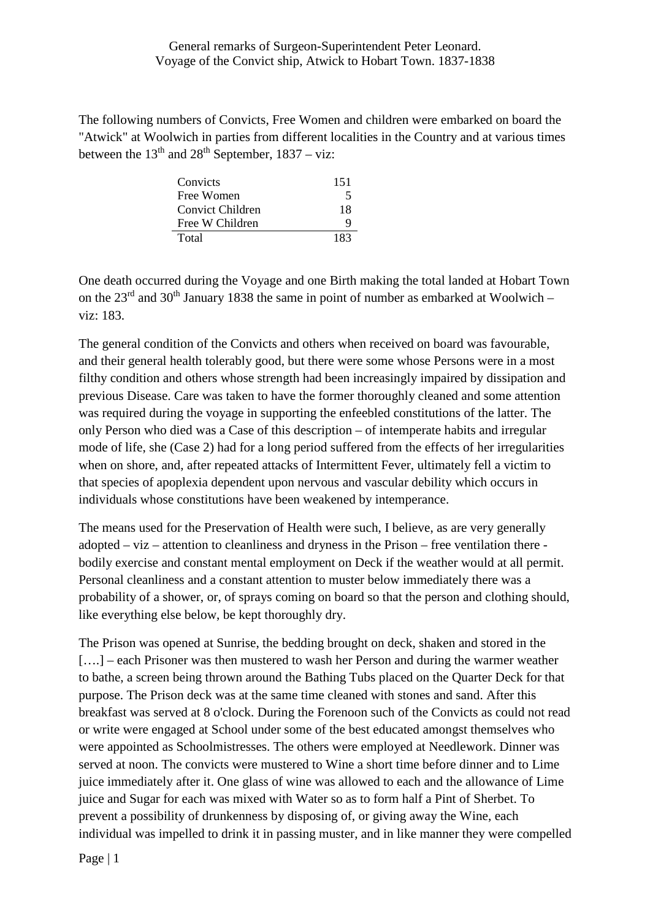General remarks of Surgeon-Superintendent Peter Leonard.
Voyage of the Convict ship, Atwick to Hobart Town. 1837-1838

The following numbers of Convicts, Free Women and children were embarked on board the "Atwick" at Woolwich in parties from different localities in the Country and at various times between the 13th and 28th September, 1837 – viz:

| | |
|---|---|
| Convicts | 151 |
| Free Women | 5 |
| Convict Children | 18 |
| Free W Children | 9 |
| Total | 183 |

One death occurred during the Voyage and one Birth making the total landed at Hobart Town on the 23rd and 30th January 1838 the same in point of number as embarked at Woolwich – viz: 183.

The general condition of the Convicts and others when received on board was favourable, and their general health tolerably good, but there were some whose Persons were in a most filthy condition and others whose strength had been increasingly impaired by dissipation and previous Disease. Care was taken to have the former thoroughly cleaned and some attention was required during the voyage in supporting the enfeebled constitutions of the latter. The only Person who died was a Case of this description – of intemperate habits and irregular mode of life, she (Case 2) had for a long period suffered from the effects of her irregularities when on shore, and, after repeated attacks of Intermittent Fever, ultimately fell a victim to that species of apoplexia dependent upon nervous and vascular debility which occurs in individuals whose constitutions have been weakened by intemperance.

The means used for the Preservation of Health were such, I believe, as are very generally adopted – viz – attention to cleanliness and dryness in the Prison – free ventilation there - bodily exercise and constant mental employment on Deck if the weather would at all permit. Personal cleanliness and a constant attention to muster below immediately there was a probability of a shower, or, of sprays coming on board so that the person and clothing should, like everything else below, be kept thoroughly dry.

The Prison was opened at Sunrise, the bedding brought on deck, shaken and stored in the [….] – each Prisoner was then mustered to wash her Person and during the warmer weather to bathe, a screen being thrown around the Bathing Tubs placed on the Quarter Deck for that purpose. The Prison deck was at the same time cleaned with stones and sand. After this breakfast was served at 8 o'clock. During the Forenoon such of the Convicts as could not read or write were engaged at School under some of the best educated amongst themselves who were appointed as Schoolmistresses. The others were employed at Needlework. Dinner was served at noon. The convicts were mustered to Wine a short time before dinner and to Lime juice immediately after it. One glass of wine was allowed to each and the allowance of Lime juice and Sugar for each was mixed with Water so as to form half a Pint of Sherbet. To prevent a possibility of drunkenness by disposing of, or giving away the Wine, each individual was impelled to drink it in passing muster, and in like manner they were compelled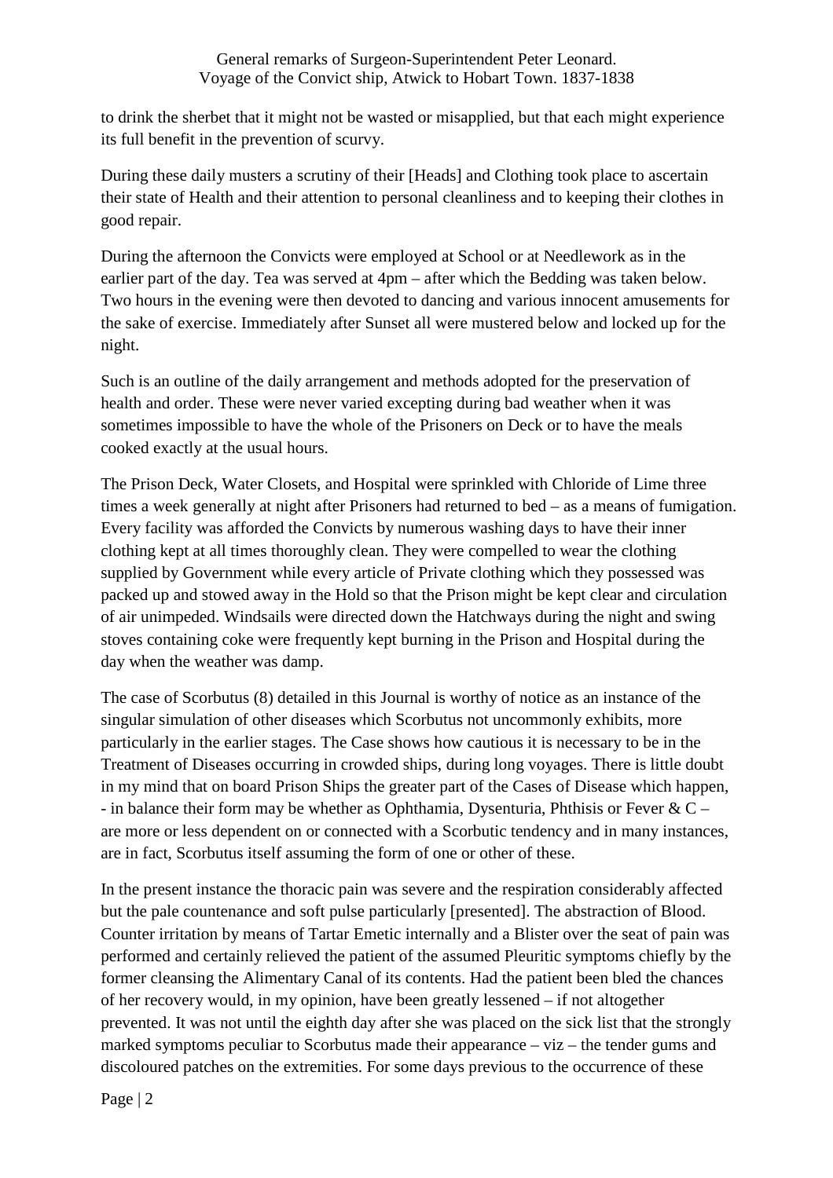to drink the sherbet that it might not be wasted or misapplied, but that each might experience its full benefit in the prevention of scurvy.

During these daily musters a scrutiny of their [Heads] and Clothing took place to ascertain their state of Health and their attention to personal cleanliness and to keeping their clothes in good repair.

During the afternoon the Convicts were employed at School or at Needlework as in the earlier part of the day. Tea was served at 4pm – after which the Bedding was taken below. Two hours in the evening were then devoted to dancing and various innocent amusements for the sake of exercise. Immediately after Sunset all were mustered below and locked up for the night.

Such is an outline of the daily arrangement and methods adopted for the preservation of health and order. These were never varied excepting during bad weather when it was sometimes impossible to have the whole of the Prisoners on Deck or to have the meals cooked exactly at the usual hours.

The Prison Deck, Water Closets, and Hospital were sprinkled with Chloride of Lime three times a week generally at night after Prisoners had returned to bed – as a means of fumigation. Every facility was afforded the Convicts by numerous washing days to have their inner clothing kept at all times thoroughly clean. They were compelled to wear the clothing supplied by Government while every article of Private clothing which they possessed was packed up and stowed away in the Hold so that the Prison might be kept clear and circulation of air unimpeded. Windsails were directed down the Hatchways during the night and swing stoves containing coke were frequently kept burning in the Prison and Hospital during the day when the weather was damp.

The case of Scorbutus (8) detailed in this Journal is worthy of notice as an instance of the singular simulation of other diseases which Scorbutus not uncommonly exhibits, more particularly in the earlier stages. The Case shows how cautious it is necessary to be in the Treatment of Diseases occurring in crowded ships, during long voyages. There is little doubt in my mind that on board Prison Ships the greater part of the Cases of Disease which happen, - in balance their form may be whether as Ophthamia, Dysenturia, Phthisis or Fever & C – are more or less dependent on or connected with a Scorbutic tendency and in many instances, are in fact, Scorbutus itself assuming the form of one or other of these.

In the present instance the thoracic pain was severe and the respiration considerably affected but the pale countenance and soft pulse particularly [presented]. The abstraction of Blood. Counter irritation by means of Tartar Emetic internally and a Blister over the seat of pain was performed and certainly relieved the patient of the assumed Pleuritic symptoms chiefly by the former cleansing the Alimentary Canal of its contents. Had the patient been bled the chances of her recovery would, in my opinion, have been greatly lessened – if not altogether prevented. It was not until the eighth day after she was placed on the sick list that the strongly marked symptoms peculiar to Scorbutus made their appearance – viz – the tender gums and discoloured patches on the extremities. For some days previous to the occurrence of these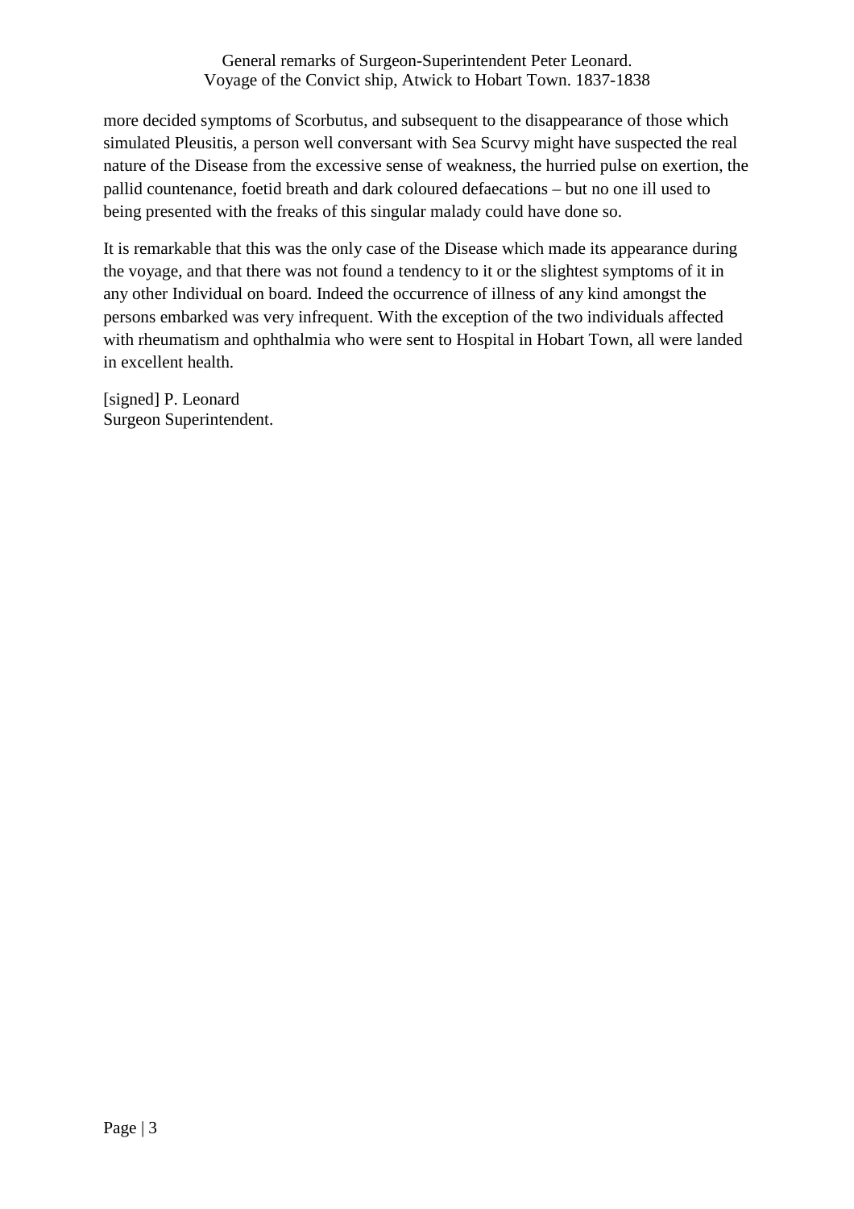more decided symptoms of Scorbutus, and subsequent to the disappearance of those which simulated Pleusitis, a person well conversant with Sea Scurvy might have suspected the real nature of the Disease from the excessive sense of weakness, the hurried pulse on exertion, the pallid countenance, foetid breath and dark coloured defaecations – but no one ill used to being presented with the freaks of this singular malady could have done so.

It is remarkable that this was the only case of the Disease which made its appearance during the voyage, and that there was not found a tendency to it or the slightest symptoms of it in any other Individual on board. Indeed the occurrence of illness of any kind amongst the persons embarked was very infrequent. With the exception of the two individuals affected with rheumatism and ophthalmia who were sent to Hospital in Hobart Town, all were landed in excellent health.

[signed] P. Leonard
Surgeon Superintendent.